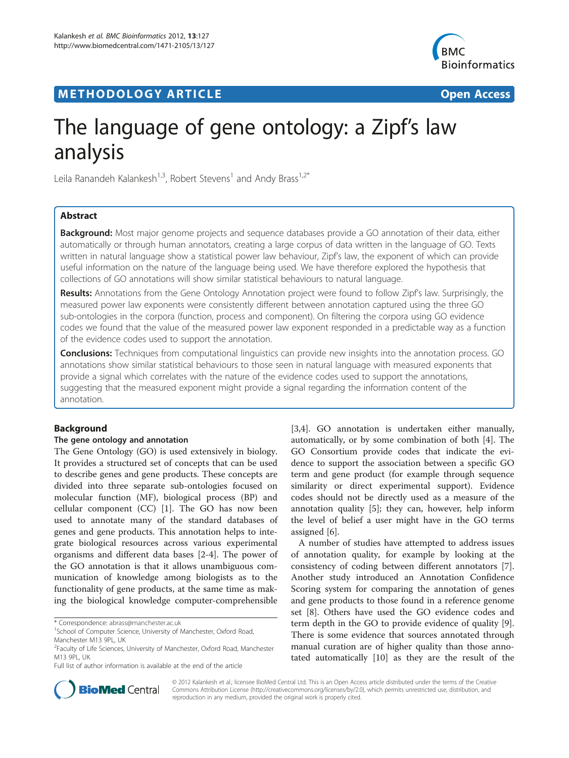METHODOLOGY ARTICLE Open Access

# The language of gene ontology: a Zipf's law analysis

Leila Ranandeh Kalankesh[1,3], Robert Stevens[1] and Andy Brass[1,2*]

## Abstract

**Background:** Most major genome projects and sequence databases provide a GO annotation of their data, either automatically or through human annotators, creating a large corpus of data written in the language of GO. Texts written in natural language show a statistical power law behaviour, Zipf's law, the exponent of which can provide useful information on the nature of the language being used. We have therefore explored the hypothesis that collections of GO annotations will show similar statistical behaviours to natural language.

**Results:** Annotations from the Gene Ontology Annotation project were found to follow Zipf's law. Surprisingly, the measured power law exponents were consistently different between annotation captured using the three GO sub-ontologies in the corpora (function, process and component). On filtering the corpora using GO evidence codes we found that the value of the measured power law exponent responded in a predictable way as a function of the evidence codes used to support the annotation.

**Conclusions:** Techniques from computational linguistics can provide new insights into the annotation process. GO annotations show similar statistical behaviours to those seen in natural language with measured exponents that provide a signal which correlates with the nature of the evidence codes used to support the annotations, suggesting that the measured exponent might provide a signal regarding the information content of the annotation.

## Background

### The gene ontology and annotation

The Gene Ontology (GO) is used extensively in biology. It provides a structured set of concepts that can be used to describe genes and gene products. These concepts are divided into three separate sub-ontologies focused on molecular function (MF), biological process (BP) and cellular component (CC) [1]. The GO has now been used to annotate many of the standard databases of genes and gene products. This annotation helps to integrate biological resources across various experimental organisms and different data bases [2-4]. The power of the GO annotation is that it allows unambiguous communication of knowledge among biologists as to the functionality of gene products, at the same time as making the biological knowledge computer-comprehensible [3,4]. GO annotation is undertaken either manually, automatically, or by some combination of both [4]. The GO Consortium provide codes that indicate the evidence to support the association between a specific GO term and gene product (for example through sequence similarity or direct experimental support). Evidence codes should not be directly used as a measure of the annotation quality [5]; they can, however, help inform the level of belief a user might have in the GO terms assigned [6].

A number of studies have attempted to address issues of annotation quality, for example by looking at the consistency of coding between different annotators [7]. Another study introduced an Annotation Confidence Scoring system for comparing the annotation of genes and gene products to those found in a reference genome set [8]. Others have used the GO evidence codes and term depth in the GO to provide evidence of quality [9]. There is some evidence that sources annotated through manual curation are of higher quality than those annotated automatically [10] as they are the result of the

\* Correspondence: abrass@manchester.ac.uk

[1] School of Computer Science, University of Manchester, Oxford Road, Manchester M13 9PL, UK

[2] Faculty of Life Sciences, University of Manchester, Oxford Road, Manchester M13 9PL, UK

Full list of author information is available at the end of the article

© 2012 Kalankesh et al.; licensee BioMed Central Ltd. This is an Open Access article distributed under the terms of the Creative Commons Attribution License (http://creativecommons.org/licenses/by/2.0), which permits unrestricted use, distribution, and reproduction in any medium, provided the original work is properly cited.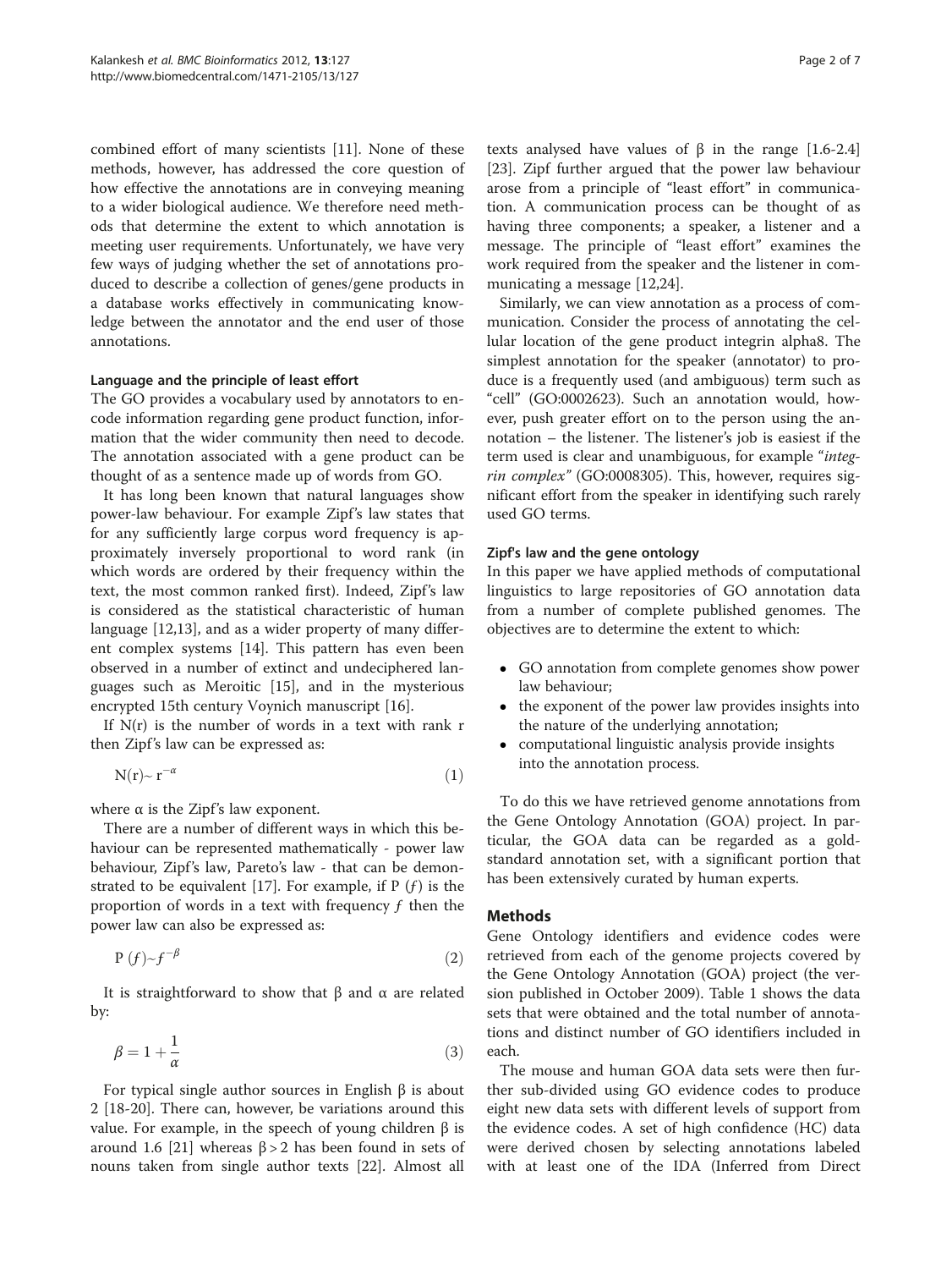combined effort of many scientists [11]. None of these methods, however, has addressed the core question of how effective the annotations are in conveying meaning to a wider biological audience. We therefore need methods that determine the extent to which annotation is meeting user requirements. Unfortunately, we have very few ways of judging whether the set of annotations produced to describe a collection of genes/gene products in a database works effectively in communicating knowledge between the annotator and the end user of those annotations.

### Language and the principle of least effort

The GO provides a vocabulary used by annotators to encode information regarding gene product function, information that the wider community then need to decode. The annotation associated with a gene product can be thought of as a sentence made up of words from GO.

It has long been known that natural languages show power-law behaviour. For example Zipf's law states that for any sufficiently large corpus word frequency is approximately inversely proportional to word rank (in which words are ordered by their frequency within the text, the most common ranked first). Indeed, Zipf's law is considered as the statistical characteristic of human language [12,13], and as a wider property of many different complex systems [14]. This pattern has even been observed in a number of extinct and undeciphered languages such as Meroitic [15], and in the mysterious encrypted 15th century Voynich manuscript [16].

If N(r) is the number of words in a text with rank r then Zipf's law can be expressed as:

$$\mathrm{N(r)} \sim \mathrm{r}^{-\alpha} \tag{1}$$

where α is the Zipf's law exponent.

There are a number of different ways in which this behaviour can be represented mathematically - power law behaviour, Zipf's law, Pareto's law - that can be demonstrated to be equivalent [17]. For example, if P $(f)$ is the proportion of words in a text with frequency $f$ then the power law can also be expressed as:

$$\mathrm{P}\,(f) \sim f^{-\beta} \tag{2}$$

It is straightforward to show that β and α are related by:

$$\beta = 1 + \frac{1}{\alpha} \tag{3}$$

For typical single author sources in English β is about 2 [18-20]. There can, however, be variations around this value. For example, in the speech of young children β is around 1.6 [21] whereas $\beta > 2$ has been found in sets of nouns taken from single author texts [22]. Almost all texts analysed have values of β in the range [1.6-2.4] [23]. Zipf further argued that the power law behaviour arose from a principle of "least effort" in communication. A communication process can be thought of as having three components; a speaker, a listener and a message. The principle of "least effort" examines the work required from the speaker and the listener in communicating a message [12,24].

Similarly, we can view annotation as a process of communication. Consider the process of annotating the cellular location of the gene product integrin alpha8. The simplest annotation for the speaker (annotator) to produce is a frequently used (and ambiguous) term such as "cell" (GO:0002623). Such an annotation would, however, push greater effort on to the person using the annotation – the listener. The listener's job is easiest if the term used is clear and unambiguous, for example "*integrin complex*" (GO:0008305). This, however, requires significant effort from the speaker in identifying such rarely used GO terms.

### Zipf's law and the gene ontology

In this paper we have applied methods of computational linguistics to large repositories of GO annotation data from a number of complete published genomes. The objectives are to determine the extent to which:

- GO annotation from complete genomes show power law behaviour;
- the exponent of the power law provides insights into the nature of the underlying annotation;
- computational linguistic analysis provide insights into the annotation process.

To do this we have retrieved genome annotations from the Gene Ontology Annotation (GOA) project. In particular, the GOA data can be regarded as a gold-standard annotation set, with a significant portion that has been extensively curated by human experts.

## Methods

Gene Ontology identifiers and evidence codes were retrieved from each of the genome projects covered by the Gene Ontology Annotation (GOA) project (the version published in October 2009). Table 1 shows the data sets that were obtained and the total number of annotations and distinct number of GO identifiers included in each.

The mouse and human GOA data sets were then further sub-divided using GO evidence codes to produce eight new data sets with different levels of support from the evidence codes. A set of high confidence (HC) data were derived chosen by selecting annotations labeled with at least one of the IDA (Inferred from Direct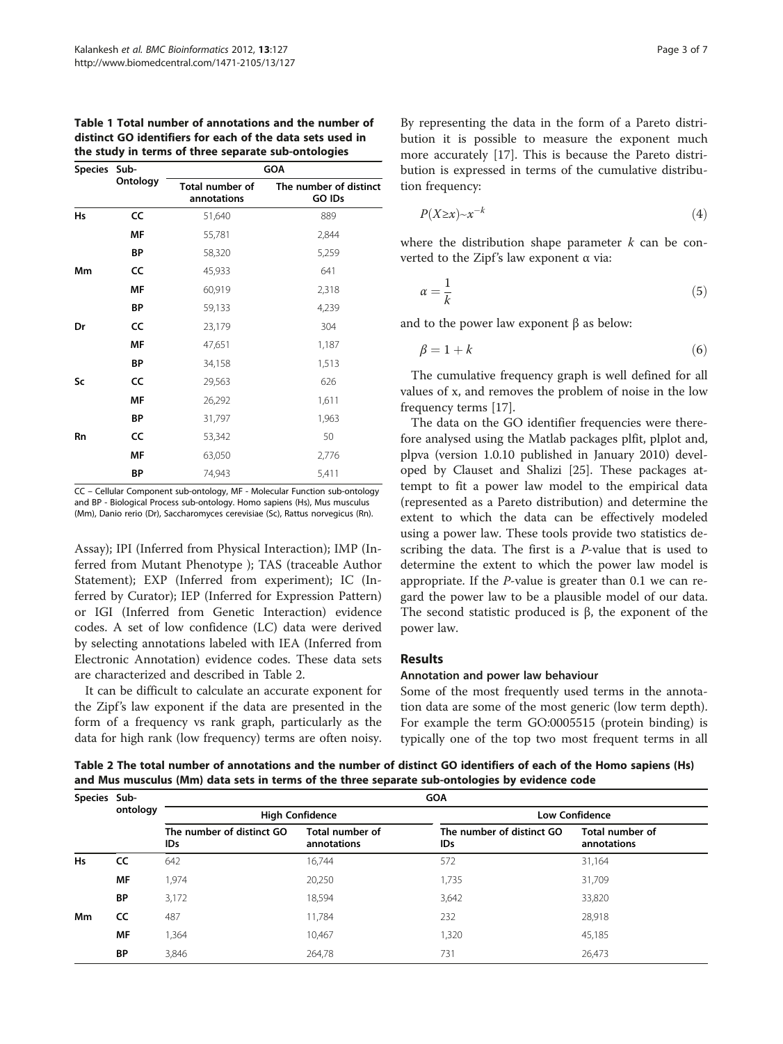**Table 1 Total number of annotations and the number of distinct GO identifiers for each of the data sets used in the study in terms of three separate sub-ontologies**

| Species | Sub-Ontology | GOA | |
|---|---|---|---|
| | | Total number of annotations | The number of distinct GO IDs |
| Hs | CC | 51,640 | 889 |
| | MF | 55,781 | 2,844 |
| | BP | 58,320 | 5,259 |
| Mm | CC | 45,933 | 641 |
| | MF | 60,919 | 2,318 |
| | BP | 59,133 | 4,239 |
| Dr | CC | 23,179 | 304 |
| | MF | 47,651 | 1,187 |
| | BP | 34,158 | 1,513 |
| Sc | CC | 29,563 | 626 |
| | MF | 26,292 | 1,611 |
| | BP | 31,797 | 1,963 |
| Rn | CC | 53,342 | 50 |
| | MF | 63,050 | 2,776 |
| | BP | 74,943 | 5,411 |

CC – Cellular Component sub-ontology, MF - Molecular Function sub-ontology and BP - Biological Process sub-ontology. Homo sapiens (Hs), Mus musculus (Mm), Danio rerio (Dr), Saccharomyces cerevisiae (Sc), Rattus norvegicus (Rn).

Assay); IPI (Inferred from Physical Interaction); IMP (Inferred from Mutant Phenotype ); TAS (traceable Author Statement); EXP (Inferred from experiment); IC (Inferred by Curator); IEP (Inferred for Expression Pattern) or IGI (Inferred from Genetic Interaction) evidence codes. A set of low confidence (LC) data were derived by selecting annotations labeled with IEA (Inferred from Electronic Annotation) evidence codes. These data sets are characterized and described in Table 2.

It can be difficult to calculate an accurate exponent for the Zipf's law exponent if the data are presented in the form of a frequency vs rank graph, particularly as the data for high rank (low frequency) terms are often noisy. By representing the data in the form of a Pareto distribution it is possible to measure the exponent much more accurately [17]. This is because the Pareto distribution is expressed in terms of the cumulative distribution frequency:

$$P(X \geq x) \sim x^{-k} \tag{4}$$

where the distribution shape parameter $k$ can be converted to the Zipf's law exponent α via:

$$\alpha = \frac{1}{k} \tag{5}$$

and to the power law exponent β as below:

$$\beta = 1 + k \tag{6}$$

The cumulative frequency graph is well defined for all values of x, and removes the problem of noise in the low frequency terms [17].

The data on the GO identifier frequencies were therefore analysed using the Matlab packages plfit, plplot and, plpva (version 1.0.10 published in January 2010) developed by Clauset and Shalizi [25]. These packages attempt to fit a power law model to the empirical data (represented as a Pareto distribution) and determine the extent to which the data can be effectively modeled using a power law. These tools provide two statistics describing the data. The first is a *P*-value that is used to determine the extent to which the power law model is appropriate. If the *P*-value is greater than 0.1 we can regard the power law to be a plausible model of our data. The second statistic produced is β, the exponent of the power law.

## Results

### Annotation and power law behaviour

Some of the most frequently used terms in the annotation data are some of the most generic (low term depth). For example the term GO:0005515 (protein binding) is typically one of the top two most frequent terms in all

**Table 2 The total number of annotations and the number of distinct GO identifiers of each of the Homo sapiens (Hs) and Mus musculus (Mm) data sets in terms of the three separate sub-ontologies by evidence code**

| Species | Sub-ontology | GOA | | | |
|---|---|---|---|---|---|
| | | High Confidence | | Low Confidence | |
| | | The number of distinct GO IDs | Total number of annotations | The number of distinct GO IDs | Total number of annotations |
| Hs | CC | 642 | 16,744 | 572 | 31,164 |
| | MF | 1,974 | 20,250 | 1,735 | 31,709 |
| | BP | 3,172 | 18,594 | 3,642 | 33,820 |
| Mm | CC | 487 | 11,784 | 232 | 28,918 |
| | MF | 1,364 | 10,467 | 1,320 | 45,185 |
| | BP | 3,846 | 264,78 | 731 | 26,473 |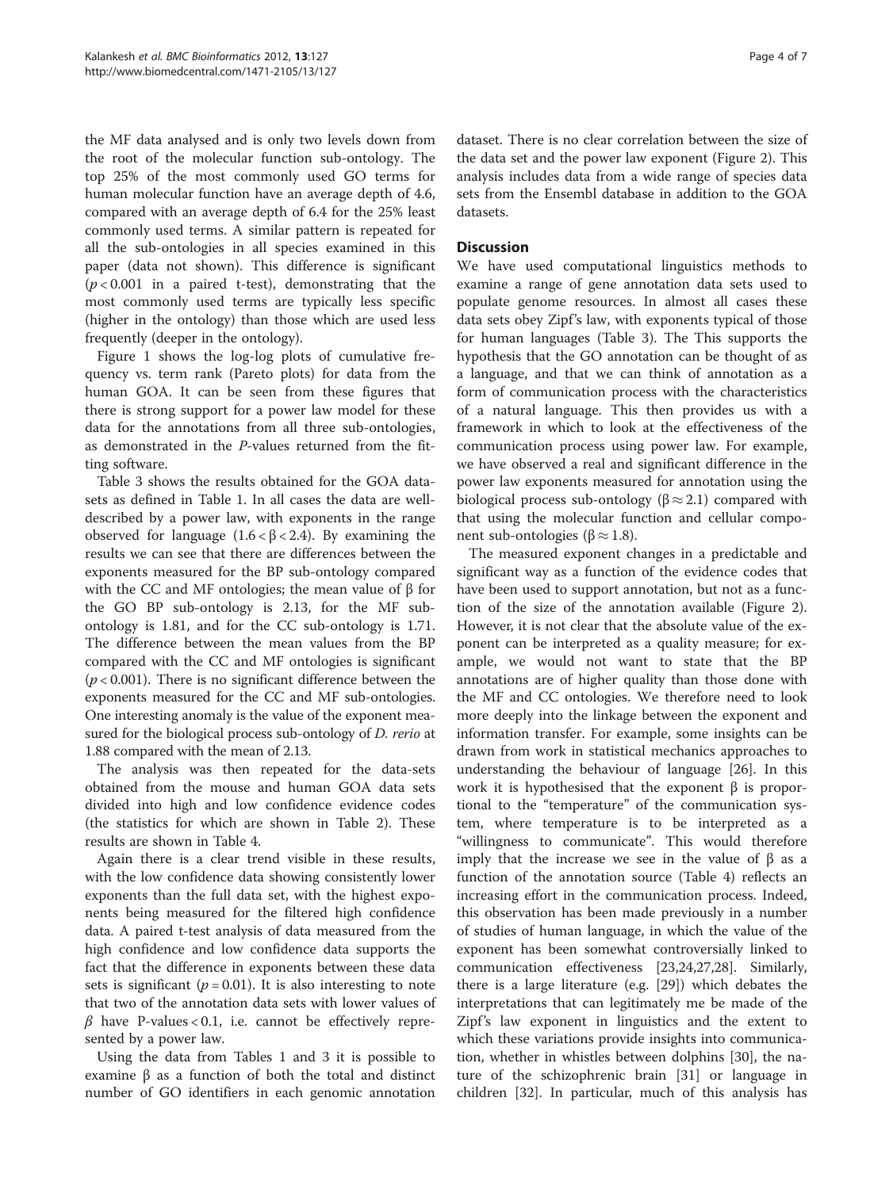the MF data analysed and is only two levels down from the root of the molecular function sub-ontology. The top 25% of the most commonly used GO terms for human molecular function have an average depth of 4.6, compared with an average depth of 6.4 for the 25% least commonly used terms. A similar pattern is repeated for all the sub-ontologies in all species examined in this paper (data not shown). This difference is significant ($p < 0.001$ in a paired t-test), demonstrating that the most commonly used terms are typically less specific (higher in the ontology) than those which are used less frequently (deeper in the ontology).

Figure 1 shows the log-log plots of cumulative frequency vs. term rank (Pareto plots) for data from the human GOA. It can be seen from these figures that there is strong support for a power law model for these data for the annotations from all three sub-ontologies, as demonstrated in the *P*-values returned from the fitting software.

Table 3 shows the results obtained for the GOA datasets as defined in Table 1. In all cases the data are well-described by a power law, with exponents in the range observed for language ($1.6 < \beta < 2.4$). By examining the results we can see that there are differences between the exponents measured for the BP sub-ontology compared with the CC and MF ontologies; the mean value of β for the GO BP sub-ontology is 2.13, for the MF sub-ontology is 1.81, and for the CC sub-ontology is 1.71. The difference between the mean values from the BP compared with the CC and MF ontologies is significant ($p < 0.001$). There is no significant difference between the exponents measured for the CC and MF sub-ontologies. One interesting anomaly is the value of the exponent measured for the biological process sub-ontology of *D. rerio* at 1.88 compared with the mean of 2.13.

The analysis was then repeated for the data-sets obtained from the mouse and human GOA data sets divided into high and low confidence evidence codes (the statistics for which are shown in Table 2). These results are shown in Table 4.

Again there is a clear trend visible in these results, with the low confidence data showing consistently lower exponents than the full data set, with the highest exponents being measured for the filtered high confidence data. A paired t-test analysis of data measured from the high confidence and low confidence data supports the fact that the difference in exponents between these data sets is significant ($p = 0.01$). It is also interesting to note that two of the annotation data sets with lower values of $\beta$ have P-values < 0.1, i.e. cannot be effectively represented by a power law.

Using the data from Tables 1 and 3 it is possible to examine β as a function of both the total and distinct number of GO identifiers in each genomic annotation dataset. There is no clear correlation between the size of the data set and the power law exponent (Figure 2). This analysis includes data from a wide range of species data sets from the Ensembl database in addition to the GOA datasets.

## Discussion

We have used computational linguistics methods to examine a range of gene annotation data sets used to populate genome resources. In almost all cases these data sets obey Zipf's law, with exponents typical of those for human languages (Table 3). The This supports the hypothesis that the GO annotation can be thought of as a language, and that we can think of annotation as a form of communication process with the characteristics of a natural language. This then provides us with a framework in which to look at the effectiveness of the communication process using power law. For example, we have observed a real and significant difference in the power law exponents measured for annotation using the biological process sub-ontology ($\beta \approx 2.1$) compared with that using the molecular function and cellular component sub-ontologies ($\beta \approx 1.8$).

The measured exponent changes in a predictable and significant way as a function of the evidence codes that have been used to support annotation, but not as a function of the size of the annotation available (Figure 2). However, it is not clear that the absolute value of the exponent can be interpreted as a quality measure; for example, we would not want to state that the BP annotations are of higher quality than those done with the MF and CC ontologies. We therefore need to look more deeply into the linkage between the exponent and information transfer. For example, some insights can be drawn from work in statistical mechanics approaches to understanding the behaviour of language [26]. In this work it is hypothesised that the exponent β is proportional to the "temperature" of the communication system, where temperature is to be interpreted as a "willingness to communicate". This would therefore imply that the increase we see in the value of β as a function of the annotation source (Table 4) reflects an increasing effort in the communication process. Indeed, this observation has been made previously in a number of studies of human language, in which the value of the exponent has been somewhat controversially linked to communication effectiveness [23,24,27,28]. Similarly, there is a large literature (e.g. [29]) which debates the interpretations that can legitimately me be made of the Zipf's law exponent in linguistics and the extent to which these variations provide insights into communication, whether in whistles between dolphins [30], the nature of the schizophrenic brain [31] or language in children [32]. In particular, much of this analysis has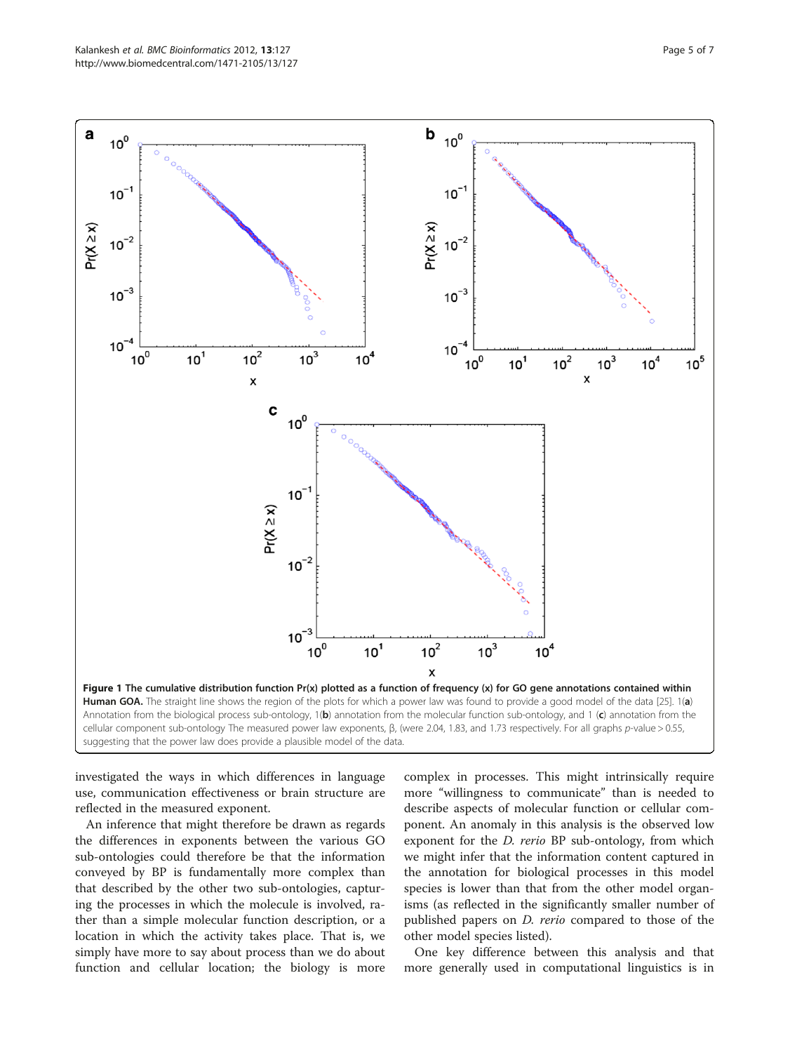**Figure 1 The cumulative distribution function Pr(x) plotted as a function of frequency (x) for GO gene annotations contained within Human GOA.** The straight line shows the region of the plots for which a power law was found to provide a good model of the data [25]. 1(**a**) Annotation from the biological process sub-ontology, 1(**b**) annotation from the molecular function sub-ontology, and 1 (**c**) annotation from the cellular component sub-ontology The measured power law exponents, β, (were 2.04, 1.83, and 1.73 respectively. For all graphs *p*-value > 0.55, suggesting that the power law does provide a plausible model of the data.

investigated the ways in which differences in language use, communication effectiveness or brain structure are reflected in the measured exponent.

An inference that might therefore be drawn as regards the differences in exponents between the various GO sub-ontologies could therefore be that the information conveyed by BP is fundamentally more complex than that described by the other two sub-ontologies, capturing the processes in which the molecule is involved, rather than a simple molecular function description, or a location in which the activity takes place. That is, we simply have more to say about process than we do about function and cellular location; the biology is more complex in processes. This might intrinsically require more "willingness to communicate" than is needed to describe aspects of molecular function or cellular component. An anomaly in this analysis is the observed low exponent for the *D. rerio* BP sub-ontology, from which we might infer that the information content captured in the annotation for biological processes in this model species is lower than that from the other model organisms (as reflected in the significantly smaller number of published papers on *D. rerio* compared to those of the other model species listed).

One key difference between this analysis and that more generally used in computational linguistics is in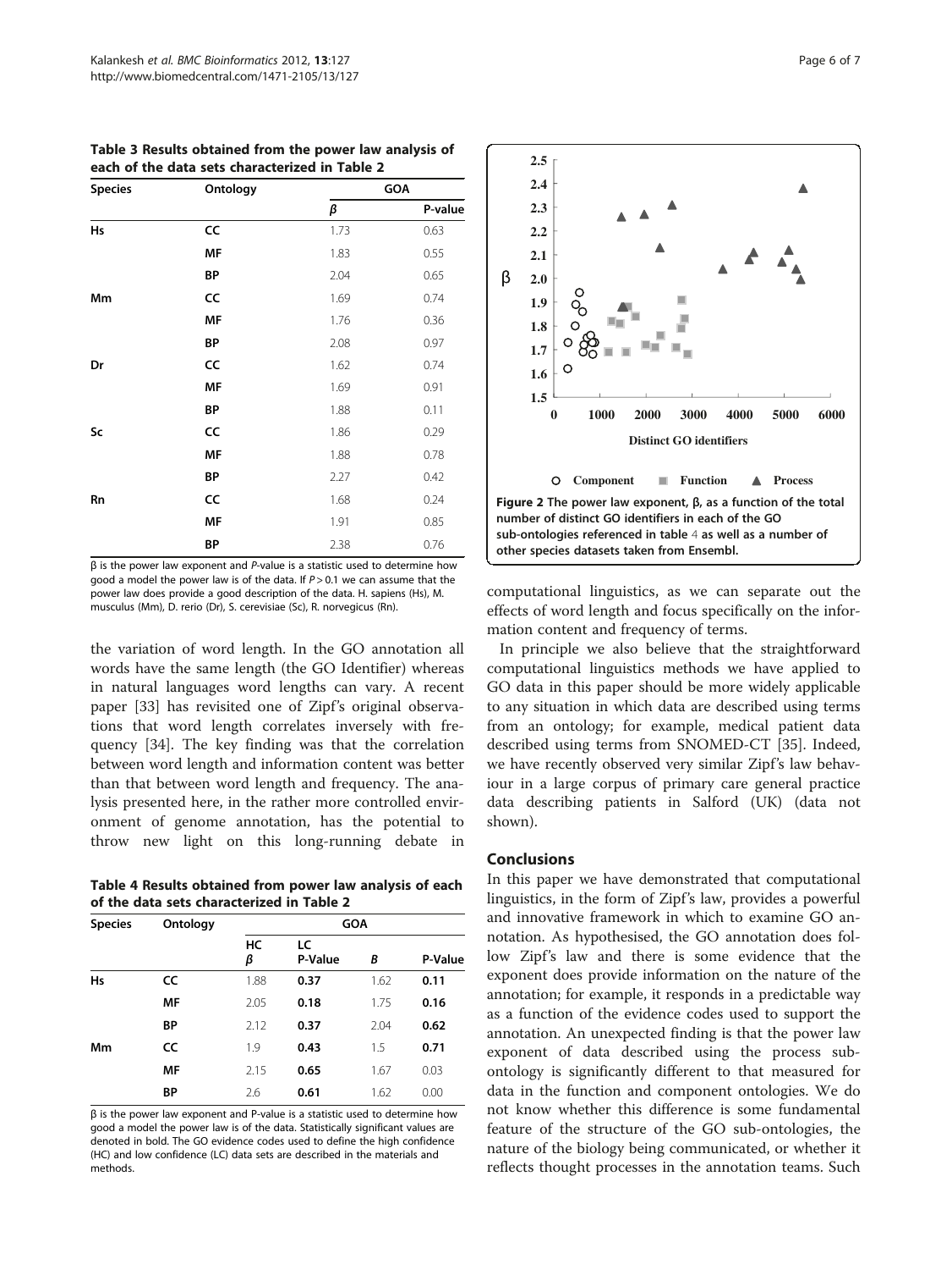**Table 3 Results obtained from the power law analysis of each of the data sets characterized in Table 2**

| Species | Ontology | GOA | |
|---|---|---|---|
| | | β | P-value |
| **Hs** | **CC** | 1.73 | 0.63 |
| | **MF** | 1.83 | 0.55 |
| | **BP** | 2.04 | 0.65 |
| **Mm** | **CC** | 1.69 | 0.74 |
| | **MF** | 1.76 | 0.36 |
| | **BP** | 2.08 | 0.97 |
| **Dr** | **CC** | 1.62 | 0.74 |
| | **MF** | 1.69 | 0.91 |
| | **BP** | 1.88 | 0.11 |
| **Sc** | **CC** | 1.86 | 0.29 |
| | **MF** | 1.88 | 0.78 |
| | **BP** | 2.27 | 0.42 |
| **Rn** | **CC** | 1.68 | 0.24 |
| | **MF** | 1.91 | 0.85 |
| | **BP** | 2.38 | 0.76 |

β is the power law exponent and *P*-value is a statistic used to determine how good a model the power law is of the data. If $P > 0.1$ we can assume that the power law does provide a good description of the data. H. sapiens (Hs), M. musculus (Mm), D. rerio (Dr), S. cerevisiae (Sc), R. norvegicus (Rn).

the variation of word length. In the GO annotation all words have the same length (the GO Identifier) whereas in natural languages word lengths can vary. A recent paper [33] has revisited one of Zipf's original observations that word length correlates inversely with frequency [34]. The key finding was that the correlation between word length and information content was better than that between word length and frequency. The analysis presented here, in the rather more controlled environment of genome annotation, has the potential to throw new light on this long-running debate in computational linguistics, as we can separate out the effects of word length and focus specifically on the information content and frequency of terms.

**Table 4 Results obtained from power law analysis of each of the data sets characterized in Table 2**

| Species | Ontology | GOA | | | |
|---|---|---|---|---|---|
| | | HC β | LC P-Value | Β | P-Value |
| **Hs** | **CC** | 1.88 | **0.37** | 1.62 | **0.11** |
| | **MF** | 2.05 | **0.18** | 1.75 | **0.16** |
| | **BP** | 2.12 | **0.37** | 2.04 | **0.62** |
| **Mm** | **CC** | 1.9 | **0.43** | 1.5 | **0.71** |
| | **MF** | 2.15 | **0.65** | 1.67 | 0.03 |
| | **BP** | 2.6 | **0.61** | 1.62 | 0.00 |

β is the power law exponent and P-value is a statistic used to determine how good a model the power law is of the data. Statistically significant values are denoted in bold. The GO evidence codes used to define the high confidence (HC) and low confidence (LC) data sets are described in the materials and methods.

**Figure 2 The power law exponent, β, as a function of the total number of distinct GO identifiers in each of the GO sub-ontologies referenced in table 4 as well as a number of other species datasets taken from Ensembl.**

In principle we also believe that the straightforward computational linguistics methods we have applied to GO data in this paper should be more widely applicable to any situation in which data are described using terms from an ontology; for example, medical patient data described using terms from SNOMED-CT [35]. Indeed, we have recently observed very similar Zipf's law behaviour in a large corpus of primary care general practice data describing patients in Salford (UK) (data not shown).

## Conclusions

In this paper we have demonstrated that computational linguistics, in the form of Zipf's law, provides a powerful and innovative framework in which to examine GO annotation. As hypothesised, the GO annotation does follow Zipf's law and there is some evidence that the exponent does provide information on the nature of the annotation; for example, it responds in a predictable way as a function of the evidence codes used to support the annotation. An unexpected finding is that the power law exponent of data described using the process sub-ontology is significantly different to that measured for data in the function and component ontologies. We do not know whether this difference is some fundamental feature of the structure of the GO sub-ontologies, the nature of the biology being communicated, or whether it reflects thought processes in the annotation teams. Such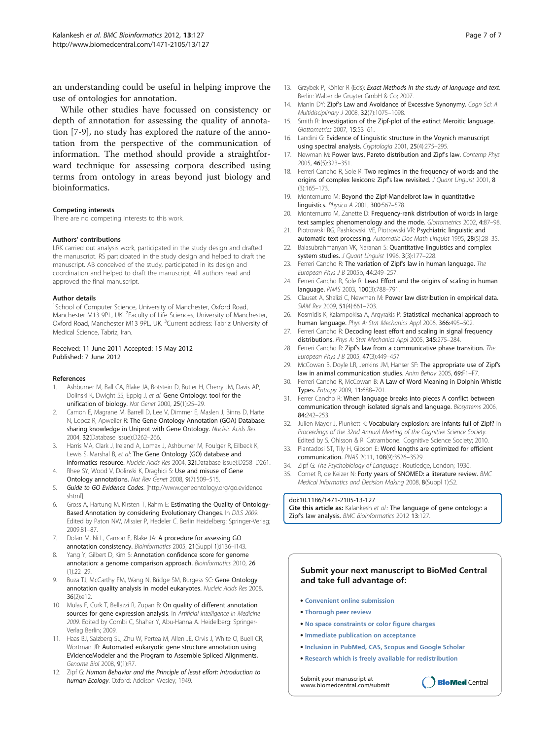an understanding could be useful in helping improve the use of ontologies for annotation.

While other studies have focussed on consistency or depth of annotation for assessing the quality of annotation [7-9], no study has explored the nature of the annotation from the perspective of the communication of information. The method should provide a straightforward technique for assessing corpora described using terms from ontology in areas beyond just biology and bioinformatics.

### Competing interests

There are no competing interests to this work.

### Authors' contributions

LRK carried out analysis work, participated in the study design and drafted the manuscript. RS participated in the study design and helped to draft the manuscript. AB conceived of the study, participated in its design and coordination and helped to draft the manuscript. All authors read and approved the final manuscript.

### Author details

[1]School of Computer Science, University of Manchester, Oxford Road, Manchester M13 9PL, UK. [2]Faculty of Life Sciences, University of Manchester, Oxford Road, Manchester M13 9PL, UK. [3]Current address: Tabriz University of Medical Science, Tabriz, Iran.

Received: 11 June 2011 Accepted: 15 May 2012
Published: 7 June 2012

### References

1. Ashburner M, Ball CA, Blake JA, Botstein D, Butler H, Cherry JM, Davis AP, Dolinski K, Dwight SS, Eppig J, *et al*: **Gene Ontology: tool for the unification of biology.** *Nat Genet* 2000, **25**(1):25–29.
2. Camon E, Magrane M, Barrell D, Lee V, Dimmer E, Maslen J, Binns D, Harte N, Lopez R, Apweiler R: **The Gene Ontology Annotation (GOA) Database: sharing knowledge in Uniprot with Gene Ontology.** *Nucleic Acids Res* 2004, **32**(Database issue):D262–266.
3. Harris MA, Clark J, Ireland A, Lomax J, Ashburner M, Foulger R, Eilbeck K, Lewis S, Marshal B, *et al*: **The Gene Ontology (GO) database and informatics resource.** *Nucleic Acids Res* 2004, 32(Database issue):D258–D261.
4. Rhee SY, Wood V, Dolinski K, Draghici S: **Use and misuse of Gene Ontology annotations.** *Nat Rev Genet* 2008, **9**(7):509–515.
5. *Guide to GO Evidence Codes*. [http://www.geneontology.org/go.evidence.shtml].
6. Gross A, Hartung M, Kirsten T, Rahm E: **Estimating the Quality of Ontology-Based Annotation by considering Evolutionary Changes.** In *DILS 2009*. Edited by Paton NW, Missier P, Hedeler C. Berlin Heidelberg: Springer-Verlag; 2009:81–87.
7. Dolan M, Ni L, Camon E, Blake JA: **A procedure for assessing GO annotation consistency.** *Bioinformatics* 2005, **21**(Suppl 1):i136–i143.
8. Yang Y, Gilbert D, Kim S: **Annotation confidence score for genome annotation: a genome comparison approach.** *Bioinformatics* 2010, **26** (1):22–29.
9. Buza TJ, McCarthy FM, Wang N, Bridge SM, Burgess SC: **Gene Ontology annotation quality analysis in model eukaryotes.** *Nucleic Acids Res* 2008, **36**(2):e12.
10. Mulas F, Curk T, Bellazzi R, Zupan B: **On quality of different annotation sources for gene expression analysis.** In *Artificial Intelligence in Medicine 2009*. Edited by Combi C, Shahar Y, Abu-Hanna A. Heidelberg: Springer-Verlag Berlin; 2009.
11. Haas BJ, Salzberg SL, Zhu W, Pertea M, Allen JE, Orvis J, White O, Buell CR, Wortman JR: **Automated eukaryotic gene structure annotation using EVidenceModeler and the Program to Assemble Spliced Alignments.** *Genome Biol* 2008, **9**(1):R7.
12. Zipf G: ***Human Behavior and the Principle of least effort: Introduction to human Ecology***. Oxford: Addison Wesley; 1949.
13. Grzybek P, Köhler R (Eds): ***Exact Methods in the study of language and text***. Berlin: Walter de Gruyter GmbH & Co; 2007.
14. Manin DY: **Zipf's Law and Avoidance of Excessive Synonymy.** *Cogn Sci: A Multidisciplinary J* 2008, **32**(7):1075–1098.
15. Smith R: **Investigation of the Zipf-plot of the extinct Meroitic language.** *Glottometrics* 2007, **15**:53–61.
16. Landini G: **Evidence of Linguistic structure in the Voynich manuscript using spectral analysis.** *Cryptologia* 2001, **25**(4):275–295.
17. Newman M: **Power laws, Pareto distribution and Zipf's law.** *Contemp Phys* 2005, **46**(5):323–351.
18. Ferreri Cancho R, Sole R: **Two regimes in the frequency of words and the origins of complex lexicons: Zipf's law revisited.** *J Quant Linguist* 2001, **8** (3):165–173.
19. Montemurro M: **Beyond the Zipf-Mandelbrot law in quantitative linguistics.** *Physica A* 2001, **300**:567–578.
20. Montemurro M, Zanette D: **Frequency-rank distribution of words in large text samples: phenomenology and the mode.** *Glottometrics* 2002, **4**:87–98.
21. Piotrowski RG, Pashkovskii VE, Piotrowski VR: **Psychiatric linguistic and automatic text processing.** *Automatic Doc Math Linguist* 1995, **28**(5):28–35.
22. Balasubrahmanyan VK, Naranan S: **Quantitative linguistics and complex system studies.** *J Quant Linguist* 1996, **3**(3):177–228.
23. Ferreri Cancho R: **The variation of Zipf's law in human language.** *The European Phys J B* 2005b, **44**:249–257.
24. Ferreri Cancho R, Sole R: **Least Effort and the origins of scaling in human language.** *PNAS* 2003, **100**(3):788–791.
25. Clauset A, Shalizi C, Newman M: **Power law distribution in empirical data.** *SIAM Rev* 2009, **51**(4):661–703.
26. Kosmidis K, Kalampokisa A, Argyrakis P: **Statistical mechanical approach to human language.** *Phys A: Stat Mechanics Appl* 2006, **366**:495–502.
27. Ferreri Cancho R: **Decoding least effort and scaling in signal frequency distributions.** *Phys A: Stat Mechanics Appl* 2005, **345**:275–284.
28. Ferreri Cancho R: **Zipf's law from a communicative phase transition.** *The European Phys J B* 2005, **47**(3):449–457.
29. McCowan B, Doyle LR, Jenkins JM, Hanser SF: **The appropriate use of Zipf's law in animal communication studies.** *Anim Behav* 2005, **69**:F1–F7.
30. Ferreri Cancho R, McCowan B: **A Law of Word Meaning in Dolphin Whistle Types.** *Entropy* 2009, **11**:688–701.
31. Ferrer Cancho R: **When language breaks into pieces A conflict between communication through isolated signals and language.** *Biosystems* 2006, **84**:242–253.
32. Julien Mayor J, Plunkett K: **Vocabulary explosion: are infants full of Zipf?** In *Proceedings of the 32nd Annual Meeting of the Cognitive Science Society*. Edited by S. Ohlsson & R. Catrambone.: Cognitive Science Society; 2010.
33. Piantadosi ST, Tily H, Gibson E: **Word lengths are optimized for efficient communication.** *PNAS* 2011, **108**(9):3526–3529.
34. Zipf G: *The Psychobiology of Language*.: Routledge, London; 1936.
35. Cornet R, de Keizer N: **Forty years of SNOMED: a literature review.** *BMC Medical Informatics and Decision Making* 2008, **8**(Suppl 1):S2.

doi:10.1186/1471-2105-13-127
**Cite this article as:** Kalankesh *et al.*: The language of gene ontology: a Zipf's law analysis. *BMC Bioinformatics* 2012 **13**:127.

**Submit your next manuscript to BioMed Central and take full advantage of:**

- Convenient online submission
- Thorough peer review
- No space constraints or color figure charges
- Immediate publication on acceptance
- Inclusion in PubMed, CAS, Scopus and Google Scholar
- Research which is freely available for redistribution

Submit your manuscript at
www.biomedcentral.com/submit

BioMed Central